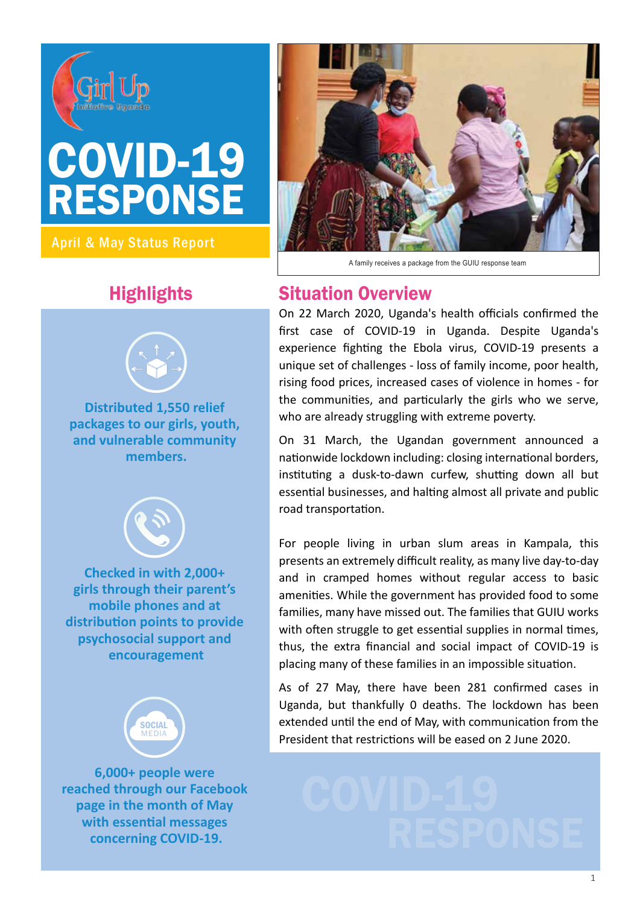# COVID-19 RESPONSE

April & May Status Report

A family receives a package from the GUIU response team

## Highlights

**Distributed 1,550 relief packages to our girls, youth, and vulnerable community members.**

**Checked in with 2,000+ girls through their parent's mobile phones and at distribution points to provide psychosocial support and encouragement**

**6,000+ people were reached through our Facebook page in the month of May with essential messages concerning COVID-19.**

## Situation Overview

On 22 March 2020, Uganda's health officials confirmed the first case of COVID-19 in Uganda. Despite Uganda's experience fighting the Ebola virus, COVID-19 presents a unique set of challenges - loss of family income, poor health, rising food prices, increased cases of violence in homes - for the communities, and particularly the girls who we serve, who are already struggling with extreme poverty.

On 31 March, the Ugandan government announced a nationwide lockdown including: closing international borders, instituting a dusk-to-dawn curfew, shutting down all but essential businesses, and halting almost all private and public road transportation.

For people living in urban slum areas in Kampala, this presents an extremely difficult reality, as many live day-to-day and in cramped homes without regular access to basic amenities. While the government has provided food to some families, many have missed out. The families that GUIU works with often struggle to get essential supplies in normal times, thus, the extra financial and social impact of COVID-19 is placing many of these families in an impossible situation.

As of 27 May, there have been 281 confirmed cases in Uganda, but thankfully 0 deaths. The lockdown has been extended until the end of May, with communication from the President that restrictions will be eased on 2 June 2020.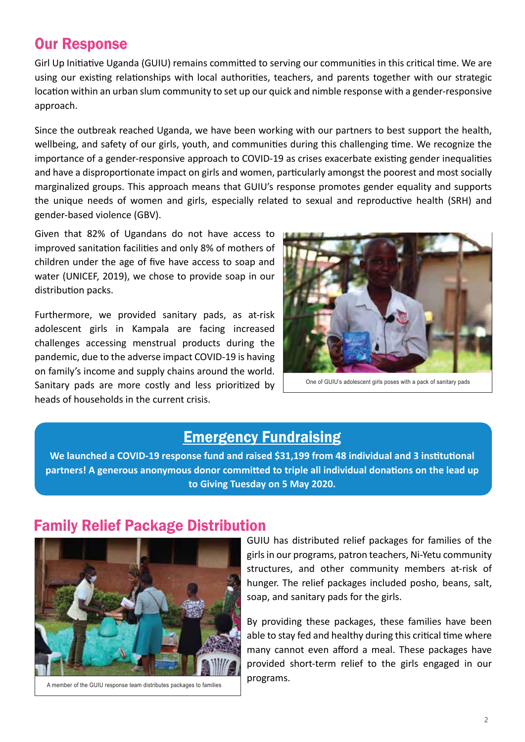## Our Response

Girl Up Initiative Uganda (GUIU) remains committed to serving our communities in this critical time. We are using our existing relationships with local authorities, teachers, and parents together with our strategic location within an urban slum community to set up our quick and nimble response with a gender-responsive approach.

Since the outbreak reached Uganda, we have been working with our partners to best support the health, wellbeing, and safety of our girls, youth, and communities during this challenging time. We recognize the importance of a gender-responsive approach to COVID-19 as crises exacerbate existing gender inequalities and have a disproportionate impact on girls and women, particularly amongst the poorest and most socially marginalized groups. This approach means that GUIU's response promotes gender equality and supports the unique needs of women and girls, especially related to sexual and reproductive health (SRH) and gender-based violence (GBV).

Given that 82% of Ugandans do not have access to improved sanitation facilities and only 8% of mothers of children under the age of five have access to soap and water (UNICEF, 2019), we chose to provide soap in our distribution packs.

Furthermore, we provided sanitary pads, as at-risk adolescent girls in Kampala are facing increased challenges accessing menstrual products during the pandemic, due to the adverse impact COVID-19 is having on family's income and supply chains around the world. Sanitary pads are more costly and less prioritized by heads of households in the current crisis.

One of GUIU's adolescent girls poses with a pack of sanitary pads

### Emergency Fundraising

**We launched a COVID-19 response fund and raised $31,199 from 48 individual and 3 institutional partners! A generous anonymous donor committed to triple all individual donations on the lead up to Giving Tuesday on 5 May 2020.**

## Family Relief Package Distribution

A member of the GUIU response team distributes packages to families

GUIU has distributed relief packages for families of the girls in our programs, patron teachers, Ni-Yetu community structures, and other community members at-risk of hunger. The relief packages included posho, beans, salt, soap, and sanitary pads for the girls.

By providing these packages, these families have been able to stay fed and healthy during this critical time where many cannot even afford a meal. These packages have provided short-term relief to the girls engaged in our programs.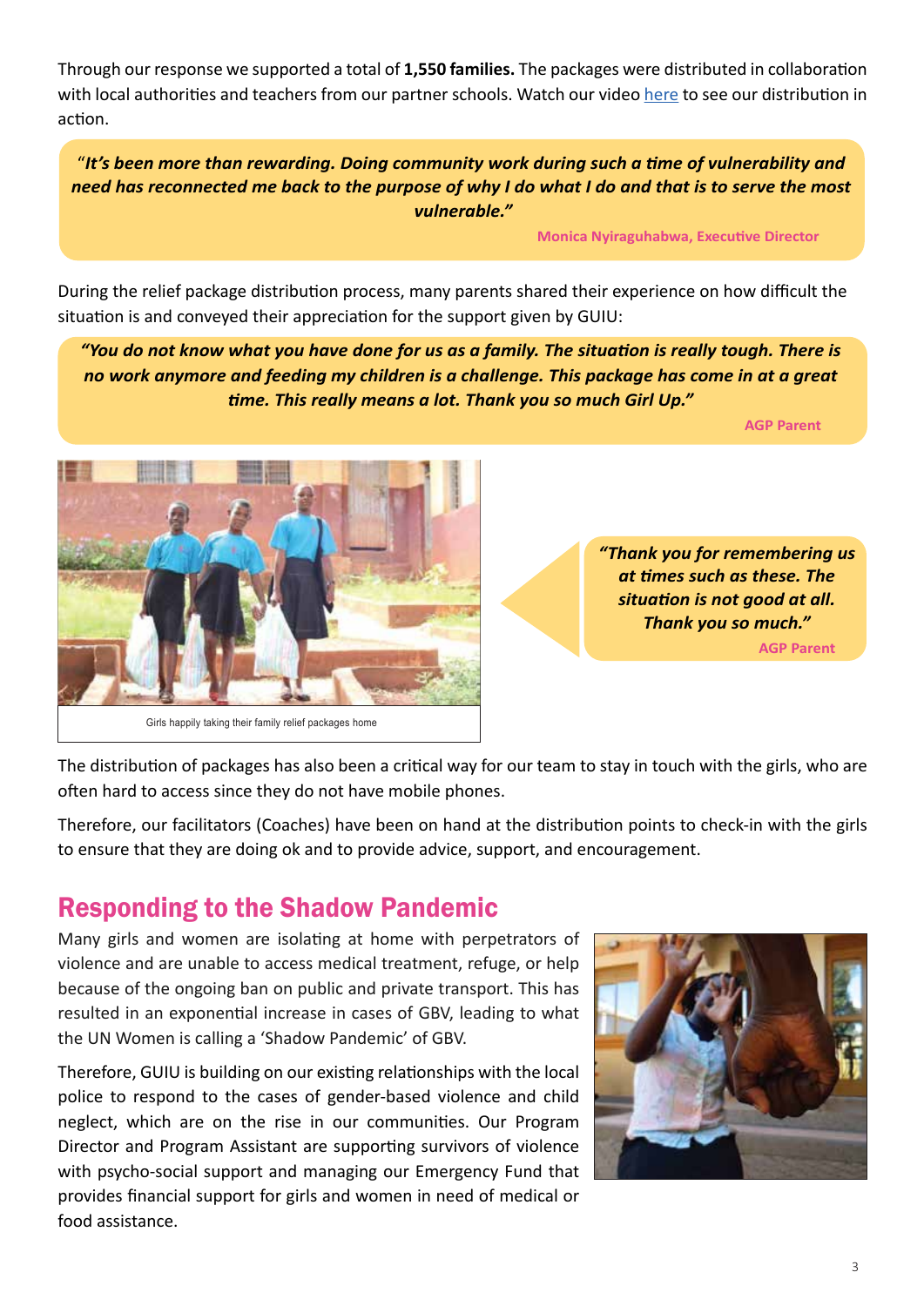Through our response we supported a total of **1,550 families.** The packages were distributed in collaboration with local authorities and teachers from our partner schools. Watch our video [here](#) to see our distribution in action.

> "***It's been more than rewarding. Doing community work during such a time of vulnerability and need has reconnected me back to the purpose of why I do what I do and that is to serve the most vulnerable."***
>
> **Monica Nyiraguhabwa, Executive Director**

During the relief package distribution process, many parents shared their experience on how difficult the situation is and conveyed their appreciation for the support given by GUIU:

> ***"You do not know what you have done for us as a family. The situation is really tough. There is no work anymore and feeding my children is a challenge. This package has come in at a great time. This really means a lot. Thank you so much Girl Up."***
>
> **AGP Parent**

Girls happily taking their family relief packages home

> ***"Thank you for remembering us at times such as these. The situation is not good at all. Thank you so much."***
>
> **AGP Parent**

The distribution of packages has also been a critical way for our team to stay in touch with the girls, who are often hard to access since they do not have mobile phones.

Therefore, our facilitators (Coaches) have been on hand at the distribution points to check-in with the girls to ensure that they are doing ok and to provide advice, support, and encouragement.

## Responding to the Shadow Pandemic

Many girls and women are isolating at home with perpetrators of violence and are unable to access medical treatment, refuge, or help because of the ongoing ban on public and private transport. This has resulted in an exponential increase in cases of GBV, leading to what the UN Women is calling a 'Shadow Pandemic' of GBV.

Therefore, GUIU is building on our existing relationships with the local police to respond to the cases of gender-based violence and child neglect, which are on the rise in our communities. Our Program Director and Program Assistant are supporting survivors of violence with psycho-social support and managing our Emergency Fund that provides financial support for girls and women in need of medical or food assistance.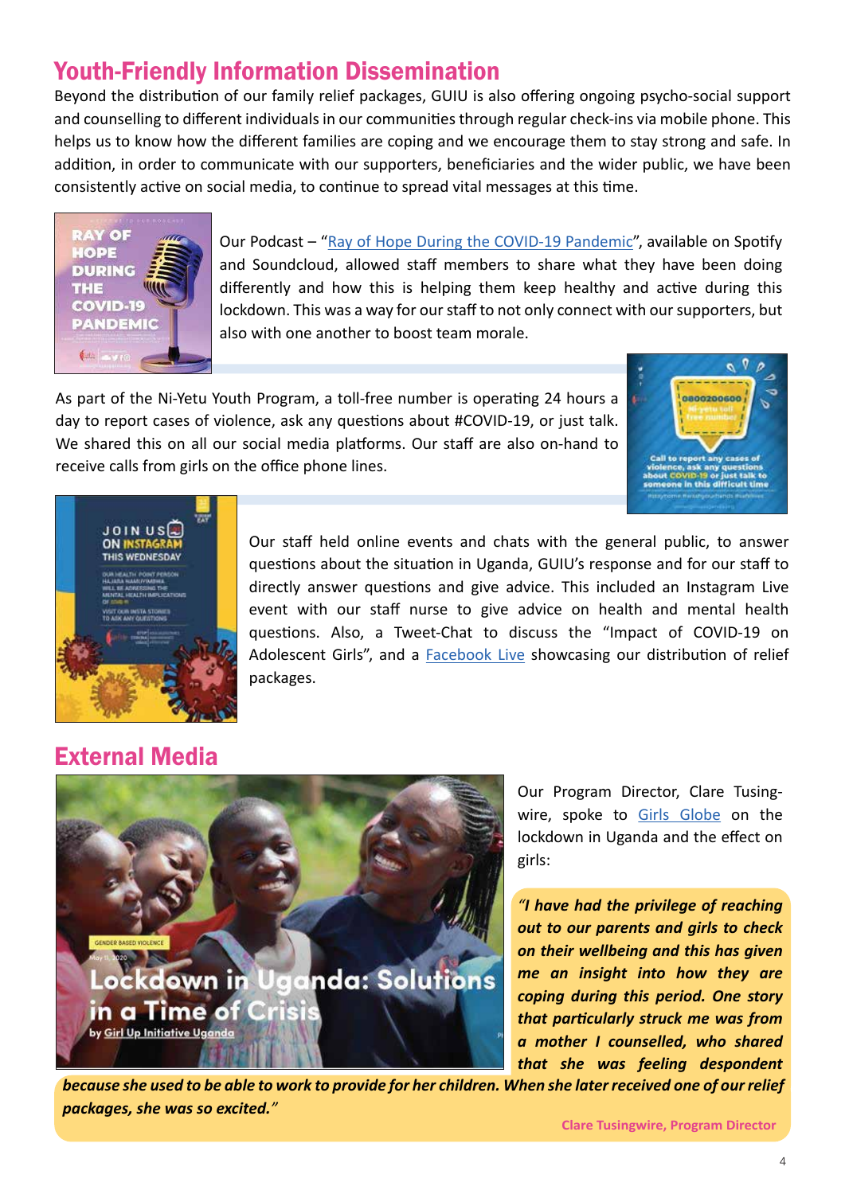## Youth-Friendly Information Dissemination

Beyond the distribution of our family relief packages, GUIU is also offering ongoing psycho-social support and counselling to different individuals in our communities through regular check-ins via mobile phone. This helps us to know how the different families are coping and we encourage them to stay strong and safe. In addition, in order to communicate with our supporters, beneficiaries and the wider public, we have been consistently active on social media, to continue to spread vital messages at this time.

Our Podcast – "Ray of Hope During the COVID-19 Pandemic", available on Spotify and Soundcloud, allowed staff members to share what they have been doing differently and how this is helping them keep healthy and active during this lockdown. This was a way for our staff to not only connect with our supporters, but also with one another to boost team morale.

As part of the Ni-Yetu Youth Program, a toll-free number is operating 24 hours a day to report cases of violence, ask any questions about #COVID-19, or just talk. We shared this on all our social media platforms. Our staff are also on-hand to receive calls from girls on the office phone lines.

Our staff held online events and chats with the general public, to answer questions about the situation in Uganda, GUIU's response and for our staff to directly answer questions and give advice. This included an Instagram Live event with our staff nurse to give advice on health and mental health questions. Also, a Tweet-Chat to discuss the "Impact of COVID-19 on Adolescent Girls", and a Facebook Live showcasing our distribution of relief packages.

## External Media

Our Program Director, Clare Tusingwire, spoke to Girls Globe on the lockdown in Uganda and the effect on girls:

> *"I have had the privilege of reaching out to our parents and girls to check on their wellbeing and this has given me an insight into how they are coping during this period. One story that particularly struck me was from a mother I counselled, who shared that she was feeling despondent because she used to be able to work to provide for her children. When she later received one of our relief packages, she was so excited."*
>
> Clare Tusingwire, Program Director